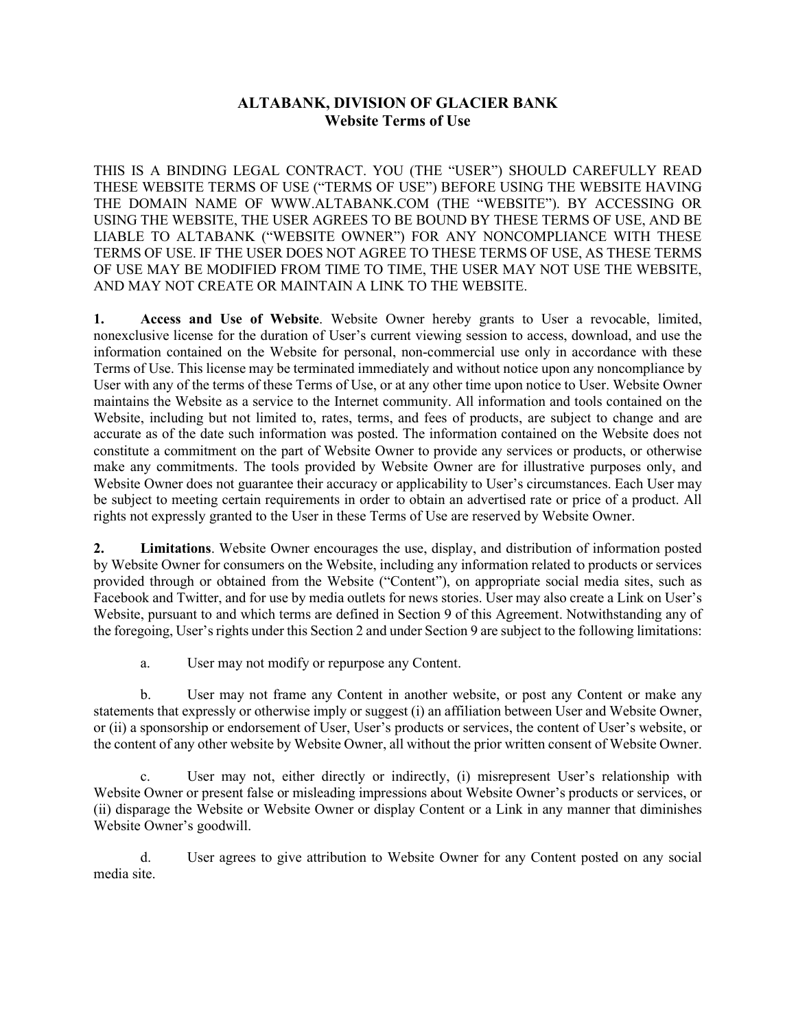# ALTABANK, DIVISION OF GLACIER BANK
## Website Terms of Use

THIS IS A BINDING LEGAL CONTRACT. YOU (THE "USER") SHOULD CAREFULLY READ THESE WEBSITE TERMS OF USE ("TERMS OF USE") BEFORE USING THE WEBSITE HAVING THE DOMAIN NAME OF WWW.ALTABANK.COM (THE "WEBSITE"). BY ACCESSING OR USING THE WEBSITE, THE USER AGREES TO BE BOUND BY THESE TERMS OF USE, AND BE LIABLE TO ALTABANK ("WEBSITE OWNER") FOR ANY NONCOMPLIANCE WITH THESE TERMS OF USE. IF THE USER DOES NOT AGREE TO THESE TERMS OF USE, AS THESE TERMS OF USE MAY BE MODIFIED FROM TIME TO TIME, THE USER MAY NOT USE THE WEBSITE, AND MAY NOT CREATE OR MAINTAIN A LINK TO THE WEBSITE.

**1. Access and Use of Website**. Website Owner hereby grants to User a revocable, limited, nonexclusive license for the duration of User's current viewing session to access, download, and use the information contained on the Website for personal, non-commercial use only in accordance with these Terms of Use. This license may be terminated immediately and without notice upon any noncompliance by User with any of the terms of these Terms of Use, or at any other time upon notice to User. Website Owner maintains the Website as a service to the Internet community. All information and tools contained on the Website, including but not limited to, rates, terms, and fees of products, are subject to change and are accurate as of the date such information was posted. The information contained on the Website does not constitute a commitment on the part of Website Owner to provide any services or products, or otherwise make any commitments. The tools provided by Website Owner are for illustrative purposes only, and Website Owner does not guarantee their accuracy or applicability to User's circumstances. Each User may be subject to meeting certain requirements in order to obtain an advertised rate or price of a product. All rights not expressly granted to the User in these Terms of Use are reserved by Website Owner.

**2. Limitations**. Website Owner encourages the use, display, and distribution of information posted by Website Owner for consumers on the Website, including any information related to products or services provided through or obtained from the Website ("Content"), on appropriate social media sites, such as Facebook and Twitter, and for use by media outlets for news stories. User may also create a Link on User's Website, pursuant to and which terms are defined in Section 9 of this Agreement. Notwithstanding any of the foregoing, User's rights under this Section 2 and under Section 9 are subject to the following limitations:

a. User may not modify or repurpose any Content.

b. User may not frame any Content in another website, or post any Content or make any statements that expressly or otherwise imply or suggest (i) an affiliation between User and Website Owner, or (ii) a sponsorship or endorsement of User, User's products or services, the content of User's website, or the content of any other website by Website Owner, all without the prior written consent of Website Owner.

c. User may not, either directly or indirectly, (i) misrepresent User's relationship with Website Owner or present false or misleading impressions about Website Owner's products or services, or (ii) disparage the Website or Website Owner or display Content or a Link in any manner that diminishes Website Owner's goodwill.

d. User agrees to give attribution to Website Owner for any Content posted on any social media site.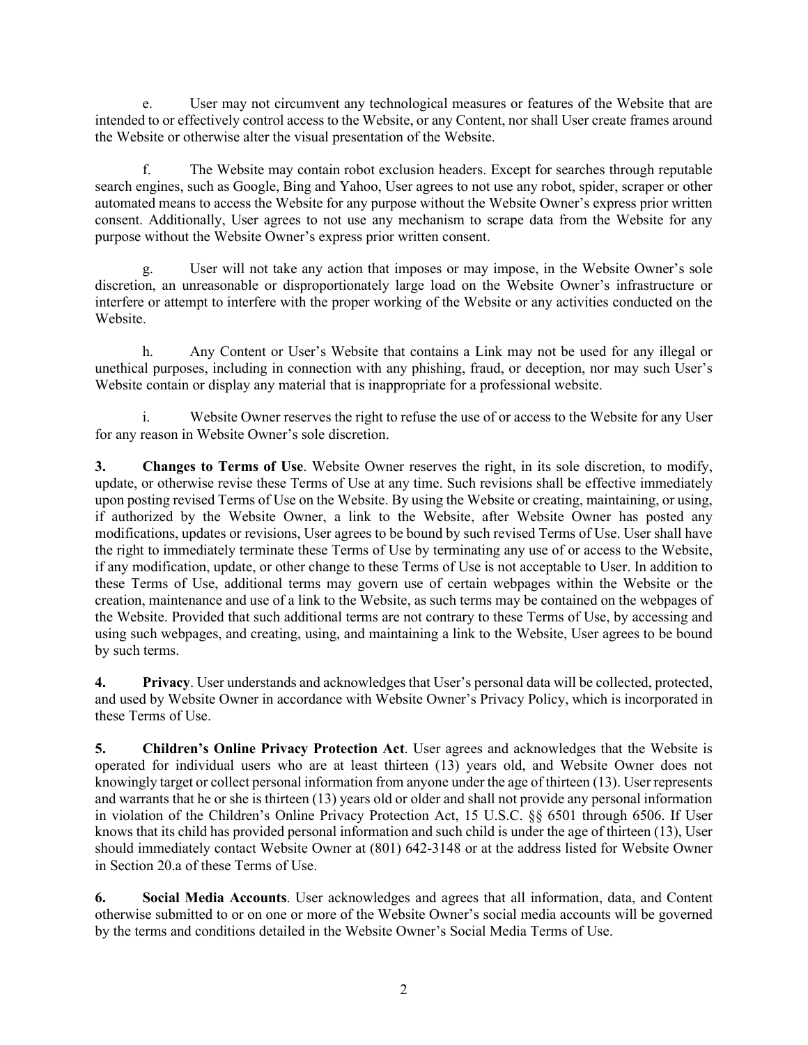e. User may not circumvent any technological measures or features of the Website that are intended to or effectively control access to the Website, or any Content, nor shall User create frames around the Website or otherwise alter the visual presentation of the Website.

f. The Website may contain robot exclusion headers. Except for searches through reputable search engines, such as Google, Bing and Yahoo, User agrees to not use any robot, spider, scraper or other automated means to access the Website for any purpose without the Website Owner's express prior written consent. Additionally, User agrees to not use any mechanism to scrape data from the Website for any purpose without the Website Owner's express prior written consent.

g. User will not take any action that imposes or may impose, in the Website Owner's sole discretion, an unreasonable or disproportionately large load on the Website Owner's infrastructure or interfere or attempt to interfere with the proper working of the Website or any activities conducted on the Website.

h. Any Content or User's Website that contains a Link may not be used for any illegal or unethical purposes, including in connection with any phishing, fraud, or deception, nor may such User's Website contain or display any material that is inappropriate for a professional website.

i. Website Owner reserves the right to refuse the use of or access to the Website for any User for any reason in Website Owner's sole discretion.

**3. Changes to Terms of Use**. Website Owner reserves the right, in its sole discretion, to modify, update, or otherwise revise these Terms of Use at any time. Such revisions shall be effective immediately upon posting revised Terms of Use on the Website. By using the Website or creating, maintaining, or using, if authorized by the Website Owner, a link to the Website, after Website Owner has posted any modifications, updates or revisions, User agrees to be bound by such revised Terms of Use. User shall have the right to immediately terminate these Terms of Use by terminating any use of or access to the Website, if any modification, update, or other change to these Terms of Use is not acceptable to User. In addition to these Terms of Use, additional terms may govern use of certain webpages within the Website or the creation, maintenance and use of a link to the Website, as such terms may be contained on the webpages of the Website. Provided that such additional terms are not contrary to these Terms of Use, by accessing and using such webpages, and creating, using, and maintaining a link to the Website, User agrees to be bound by such terms.

**4. Privacy**. User understands and acknowledges that User's personal data will be collected, protected, and used by Website Owner in accordance with Website Owner's Privacy Policy, which is incorporated in these Terms of Use.

**5. Children's Online Privacy Protection Act**. User agrees and acknowledges that the Website is operated for individual users who are at least thirteen (13) years old, and Website Owner does not knowingly target or collect personal information from anyone under the age of thirteen (13). User represents and warrants that he or she is thirteen (13) years old or older and shall not provide any personal information in violation of the Children's Online Privacy Protection Act, 15 U.S.C. §§ 6501 through 6506. If User knows that its child has provided personal information and such child is under the age of thirteen (13), User should immediately contact Website Owner at (801) 642-3148 or at the address listed for Website Owner in Section 20.a of these Terms of Use.

**6. Social Media Accounts**. User acknowledges and agrees that all information, data, and Content otherwise submitted to or on one or more of the Website Owner's social media accounts will be governed by the terms and conditions detailed in the Website Owner's Social Media Terms of Use.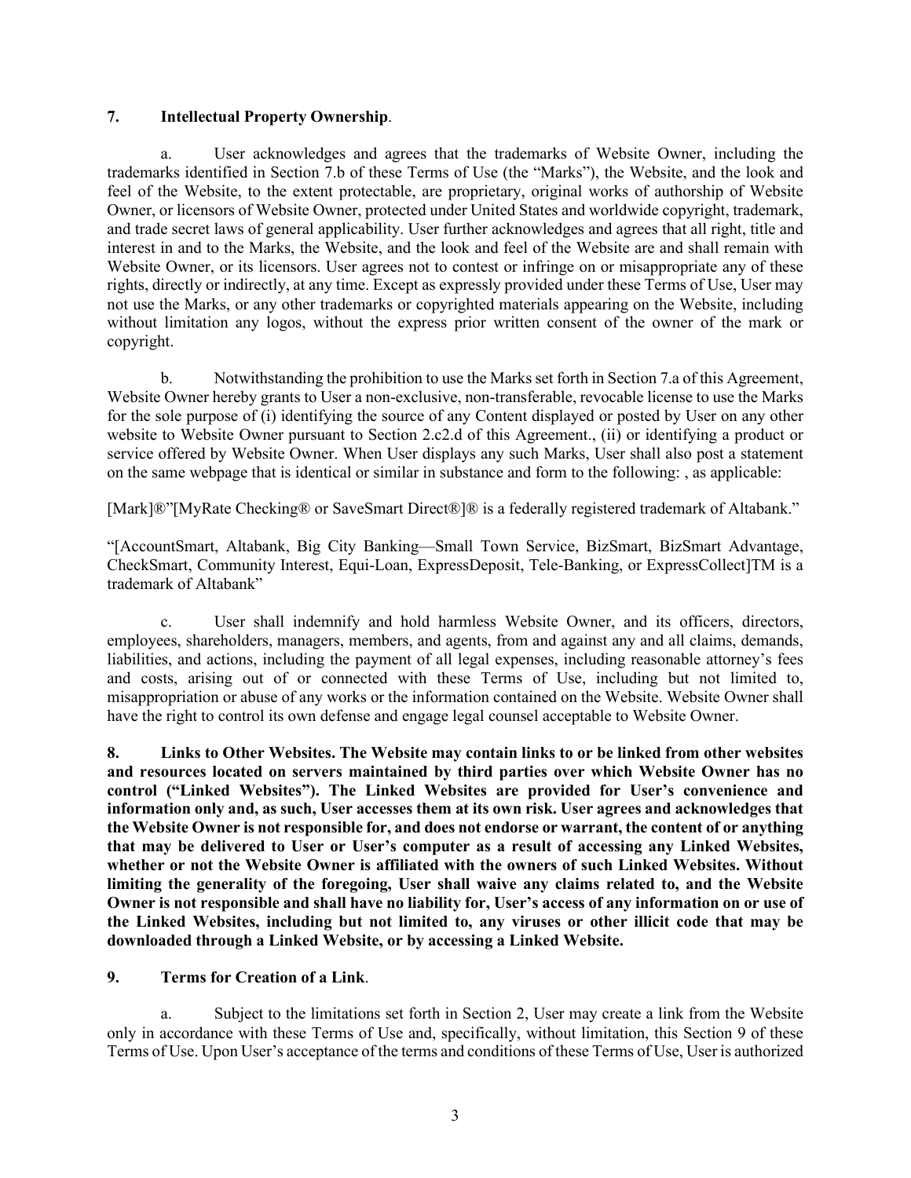**7. Intellectual Property Ownership**.

a. User acknowledges and agrees that the trademarks of Website Owner, including the trademarks identified in Section 7.b of these Terms of Use (the "Marks"), the Website, and the look and feel of the Website, to the extent protectable, are proprietary, original works of authorship of Website Owner, or licensors of Website Owner, protected under United States and worldwide copyright, trademark, and trade secret laws of general applicability. User further acknowledges and agrees that all right, title and interest in and to the Marks, the Website, and the look and feel of the Website are and shall remain with Website Owner, or its licensors. User agrees not to contest or infringe on or misappropriate any of these rights, directly or indirectly, at any time. Except as expressly provided under these Terms of Use, User may not use the Marks, or any other trademarks or copyrighted materials appearing on the Website, including without limitation any logos, without the express prior written consent of the owner of the mark or copyright.

b. Notwithstanding the prohibition to use the Marks set forth in Section 7.a of this Agreement, Website Owner hereby grants to User a non-exclusive, non-transferable, revocable license to use the Marks for the sole purpose of (i) identifying the source of any Content displayed or posted by User on any other website to Website Owner pursuant to Section 2.c2.d of this Agreement., (ii) or identifying a product or service offered by Website Owner. When User displays any such Marks, User shall also post a statement on the same webpage that is identical or similar in substance and form to the following: , as applicable:

[Mark]®"[MyRate Checking® or SaveSmart Direct®]® is a federally registered trademark of Altabank."

"[AccountSmart, Altabank, Big City Banking—Small Town Service, BizSmart, BizSmart Advantage, CheckSmart, Community Interest, Equi-Loan, ExpressDeposit, Tele-Banking, or ExpressCollect]TM is a trademark of Altabank"

c. User shall indemnify and hold harmless Website Owner, and its officers, directors, employees, shareholders, managers, members, and agents, from and against any and all claims, demands, liabilities, and actions, including the payment of all legal expenses, including reasonable attorney's fees and costs, arising out of or connected with these Terms of Use, including but not limited to, misappropriation or abuse of any works or the information contained on the Website. Website Owner shall have the right to control its own defense and engage legal counsel acceptable to Website Owner.

**8. Links to Other Websites. The Website may contain links to or be linked from other websites and resources located on servers maintained by third parties over which Website Owner has no control ("Linked Websites"). The Linked Websites are provided for User's convenience and information only and, as such, User accesses them at its own risk. User agrees and acknowledges that the Website Owner is not responsible for, and does not endorse or warrant, the content of or anything that may be delivered to User or User's computer as a result of accessing any Linked Websites, whether or not the Website Owner is affiliated with the owners of such Linked Websites. Without limiting the generality of the foregoing, User shall waive any claims related to, and the Website Owner is not responsible and shall have no liability for, User's access of any information on or use of the Linked Websites, including but not limited to, any viruses or other illicit code that may be downloaded through a Linked Website, or by accessing a Linked Website.**

**9. Terms for Creation of a Link**.

a. Subject to the limitations set forth in Section 2, User may create a link from the Website only in accordance with these Terms of Use and, specifically, without limitation, this Section 9 of these Terms of Use. Upon User's acceptance of the terms and conditions of these Terms of Use, User is authorized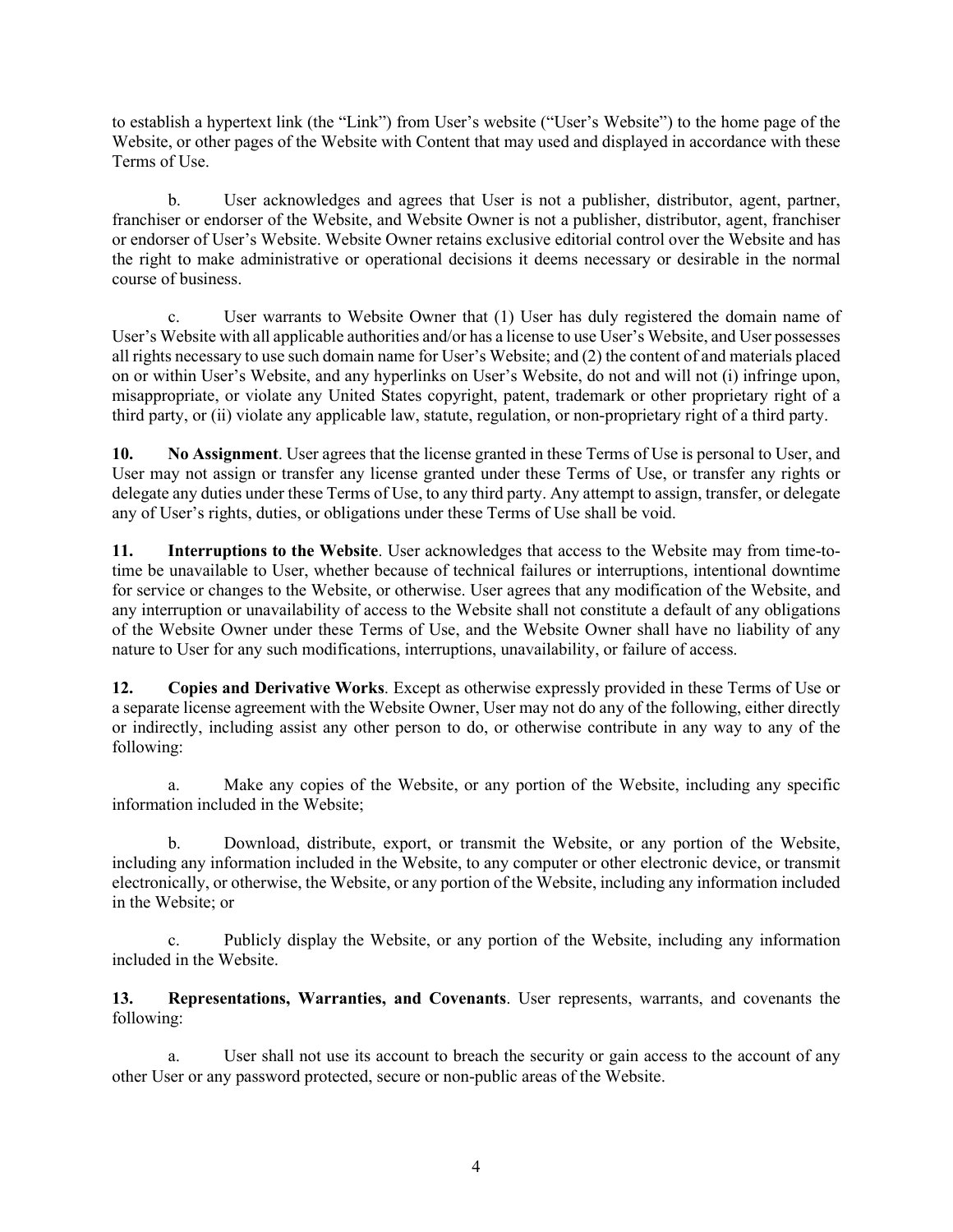to establish a hypertext link (the "Link") from User's website ("User's Website") to the home page of the Website, or other pages of the Website with Content that may used and displayed in accordance with these Terms of Use.

b. User acknowledges and agrees that User is not a publisher, distributor, agent, partner, franchiser or endorser of the Website, and Website Owner is not a publisher, distributor, agent, franchiser or endorser of User's Website. Website Owner retains exclusive editorial control over the Website and has the right to make administrative or operational decisions it deems necessary or desirable in the normal course of business.

c. User warrants to Website Owner that (1) User has duly registered the domain name of User's Website with all applicable authorities and/or has a license to use User's Website, and User possesses all rights necessary to use such domain name for User's Website; and (2) the content of and materials placed on or within User's Website, and any hyperlinks on User's Website, do not and will not (i) infringe upon, misappropriate, or violate any United States copyright, patent, trademark or other proprietary right of a third party, or (ii) violate any applicable law, statute, regulation, or non-proprietary right of a third party.

**10. No Assignment**. User agrees that the license granted in these Terms of Use is personal to User, and User may not assign or transfer any license granted under these Terms of Use, or transfer any rights or delegate any duties under these Terms of Use, to any third party. Any attempt to assign, transfer, or delegate any of User's rights, duties, or obligations under these Terms of Use shall be void.

**11. Interruptions to the Website**. User acknowledges that access to the Website may from time-to-time be unavailable to User, whether because of technical failures or interruptions, intentional downtime for service or changes to the Website, or otherwise. User agrees that any modification of the Website, and any interruption or unavailability of access to the Website shall not constitute a default of any obligations of the Website Owner under these Terms of Use, and the Website Owner shall have no liability of any nature to User for any such modifications, interruptions, unavailability, or failure of access.

**12. Copies and Derivative Works**. Except as otherwise expressly provided in these Terms of Use or a separate license agreement with the Website Owner, User may not do any of the following, either directly or indirectly, including assist any other person to do, or otherwise contribute in any way to any of the following:

a. Make any copies of the Website, or any portion of the Website, including any specific information included in the Website;

b. Download, distribute, export, or transmit the Website, or any portion of the Website, including any information included in the Website, to any computer or other electronic device, or transmit electronically, or otherwise, the Website, or any portion of the Website, including any information included in the Website; or

c. Publicly display the Website, or any portion of the Website, including any information included in the Website.

**13. Representations, Warranties, and Covenants**. User represents, warrants, and covenants the following:

a. User shall not use its account to breach the security or gain access to the account of any other User or any password protected, secure or non-public areas of the Website.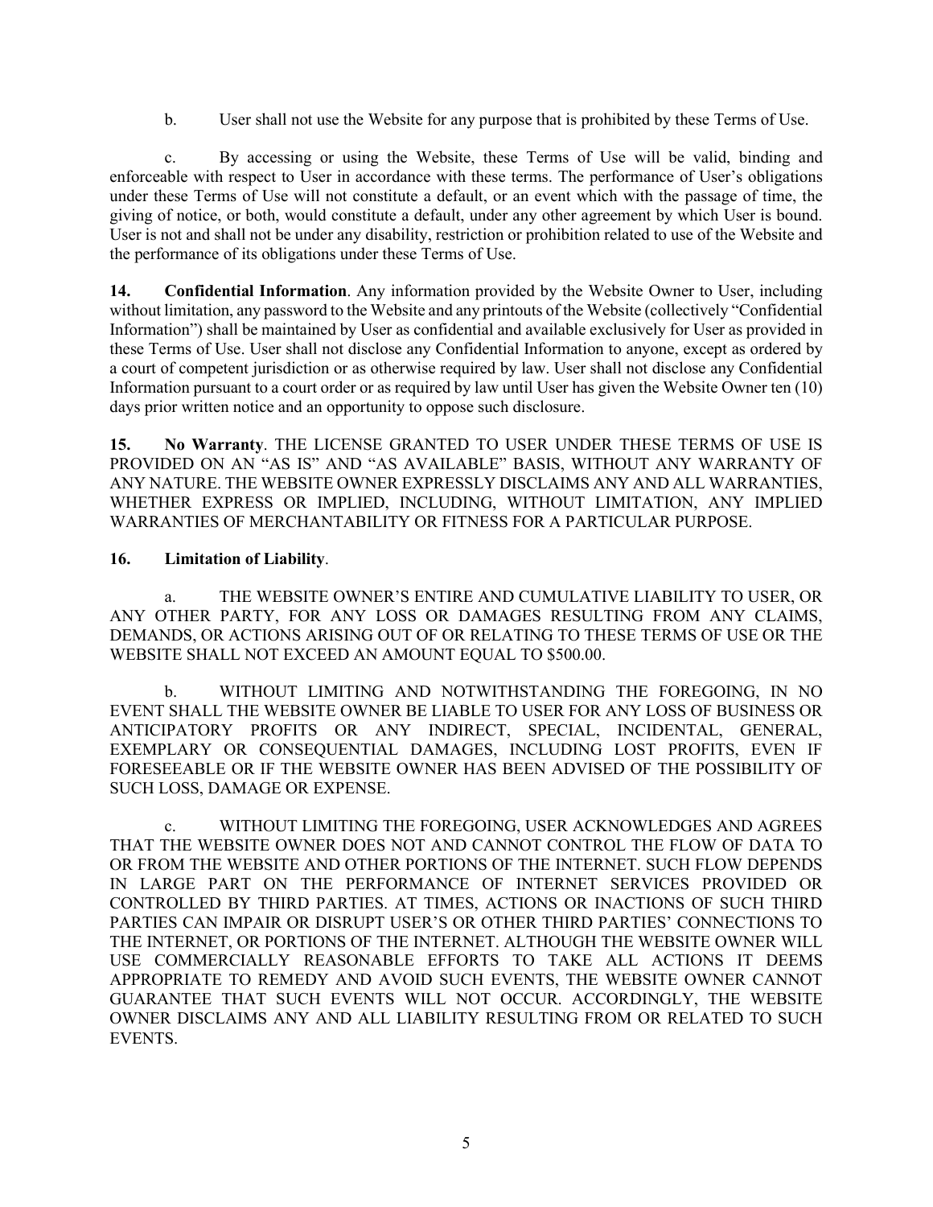b. User shall not use the Website for any purpose that is prohibited by these Terms of Use.

c. By accessing or using the Website, these Terms of Use will be valid, binding and enforceable with respect to User in accordance with these terms. The performance of User's obligations under these Terms of Use will not constitute a default, or an event which with the passage of time, the giving of notice, or both, would constitute a default, under any other agreement by which User is bound. User is not and shall not be under any disability, restriction or prohibition related to use of the Website and the performance of its obligations under these Terms of Use.

**14. Confidential Information**. Any information provided by the Website Owner to User, including without limitation, any password to the Website and any printouts of the Website (collectively "Confidential Information") shall be maintained by User as confidential and available exclusively for User as provided in these Terms of Use. User shall not disclose any Confidential Information to anyone, except as ordered by a court of competent jurisdiction or as otherwise required by law. User shall not disclose any Confidential Information pursuant to a court order or as required by law until User has given the Website Owner ten (10) days prior written notice and an opportunity to oppose such disclosure.

**15. No Warranty**. THE LICENSE GRANTED TO USER UNDER THESE TERMS OF USE IS PROVIDED ON AN "AS IS" AND "AS AVAILABLE" BASIS, WITHOUT ANY WARRANTY OF ANY NATURE. THE WEBSITE OWNER EXPRESSLY DISCLAIMS ANY AND ALL WARRANTIES, WHETHER EXPRESS OR IMPLIED, INCLUDING, WITHOUT LIMITATION, ANY IMPLIED WARRANTIES OF MERCHANTABILITY OR FITNESS FOR A PARTICULAR PURPOSE.

**16. Limitation of Liability**.

a. THE WEBSITE OWNER'S ENTIRE AND CUMULATIVE LIABILITY TO USER, OR ANY OTHER PARTY, FOR ANY LOSS OR DAMAGES RESULTING FROM ANY CLAIMS, DEMANDS, OR ACTIONS ARISING OUT OF OR RELATING TO THESE TERMS OF USE OR THE WEBSITE SHALL NOT EXCEED AN AMOUNT EQUAL TO $500.00.

b. WITHOUT LIMITING AND NOTWITHSTANDING THE FOREGOING, IN NO EVENT SHALL THE WEBSITE OWNER BE LIABLE TO USER FOR ANY LOSS OF BUSINESS OR ANTICIPATORY PROFITS OR ANY INDIRECT, SPECIAL, INCIDENTAL, GENERAL, EXEMPLARY OR CONSEQUENTIAL DAMAGES, INCLUDING LOST PROFITS, EVEN IF FORESEEABLE OR IF THE WEBSITE OWNER HAS BEEN ADVISED OF THE POSSIBILITY OF SUCH LOSS, DAMAGE OR EXPENSE.

c. WITHOUT LIMITING THE FOREGOING, USER ACKNOWLEDGES AND AGREES THAT THE WEBSITE OWNER DOES NOT AND CANNOT CONTROL THE FLOW OF DATA TO OR FROM THE WEBSITE AND OTHER PORTIONS OF THE INTERNET. SUCH FLOW DEPENDS IN LARGE PART ON THE PERFORMANCE OF INTERNET SERVICES PROVIDED OR CONTROLLED BY THIRD PARTIES. AT TIMES, ACTIONS OR INACTIONS OF SUCH THIRD PARTIES CAN IMPAIR OR DISRUPT USER'S OR OTHER THIRD PARTIES' CONNECTIONS TO THE INTERNET, OR PORTIONS OF THE INTERNET. ALTHOUGH THE WEBSITE OWNER WILL USE COMMERCIALLY REASONABLE EFFORTS TO TAKE ALL ACTIONS IT DEEMS APPROPRIATE TO REMEDY AND AVOID SUCH EVENTS, THE WEBSITE OWNER CANNOT GUARANTEE THAT SUCH EVENTS WILL NOT OCCUR. ACCORDINGLY, THE WEBSITE OWNER DISCLAIMS ANY AND ALL LIABILITY RESULTING FROM OR RELATED TO SUCH EVENTS.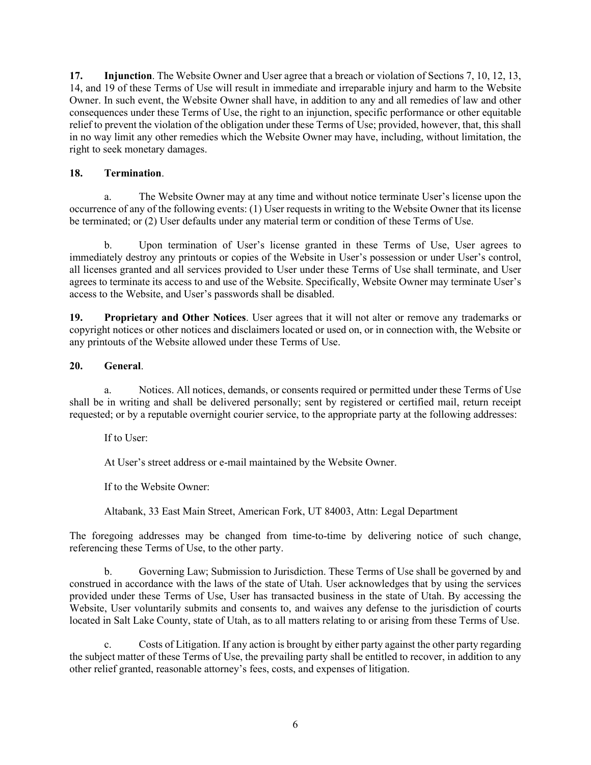**17. Injunction**. The Website Owner and User agree that a breach or violation of Sections 7, 10, 12, 13, 14, and 19 of these Terms of Use will result in immediate and irreparable injury and harm to the Website Owner. In such event, the Website Owner shall have, in addition to any and all remedies of law and other consequences under these Terms of Use, the right to an injunction, specific performance or other equitable relief to prevent the violation of the obligation under these Terms of Use; provided, however, that, this shall in no way limit any other remedies which the Website Owner may have, including, without limitation, the right to seek monetary damages.

**18. Termination**.

a. The Website Owner may at any time and without notice terminate User's license upon the occurrence of any of the following events: (1) User requests in writing to the Website Owner that its license be terminated; or (2) User defaults under any material term or condition of these Terms of Use.

b. Upon termination of User's license granted in these Terms of Use, User agrees to immediately destroy any printouts or copies of the Website in User's possession or under User's control, all licenses granted and all services provided to User under these Terms of Use shall terminate, and User agrees to terminate its access to and use of the Website. Specifically, Website Owner may terminate User's access to the Website, and User's passwords shall be disabled.

**19. Proprietary and Other Notices**. User agrees that it will not alter or remove any trademarks or copyright notices or other notices and disclaimers located or used on, or in connection with, the Website or any printouts of the Website allowed under these Terms of Use.

**20. General**.

a. Notices. All notices, demands, or consents required or permitted under these Terms of Use shall be in writing and shall be delivered personally; sent by registered or certified mail, return receipt requested; or by a reputable overnight courier service, to the appropriate party at the following addresses:

If to User:

At User's street address or e-mail maintained by the Website Owner.

If to the Website Owner:

Altabank, 33 East Main Street, American Fork, UT 84003, Attn: Legal Department

The foregoing addresses may be changed from time-to-time by delivering notice of such change, referencing these Terms of Use, to the other party.

b. Governing Law; Submission to Jurisdiction. These Terms of Use shall be governed by and construed in accordance with the laws of the state of Utah. User acknowledges that by using the services provided under these Terms of Use, User has transacted business in the state of Utah. By accessing the Website, User voluntarily submits and consents to, and waives any defense to the jurisdiction of courts located in Salt Lake County, state of Utah, as to all matters relating to or arising from these Terms of Use.

c. Costs of Litigation. If any action is brought by either party against the other party regarding the subject matter of these Terms of Use, the prevailing party shall be entitled to recover, in addition to any other relief granted, reasonable attorney's fees, costs, and expenses of litigation.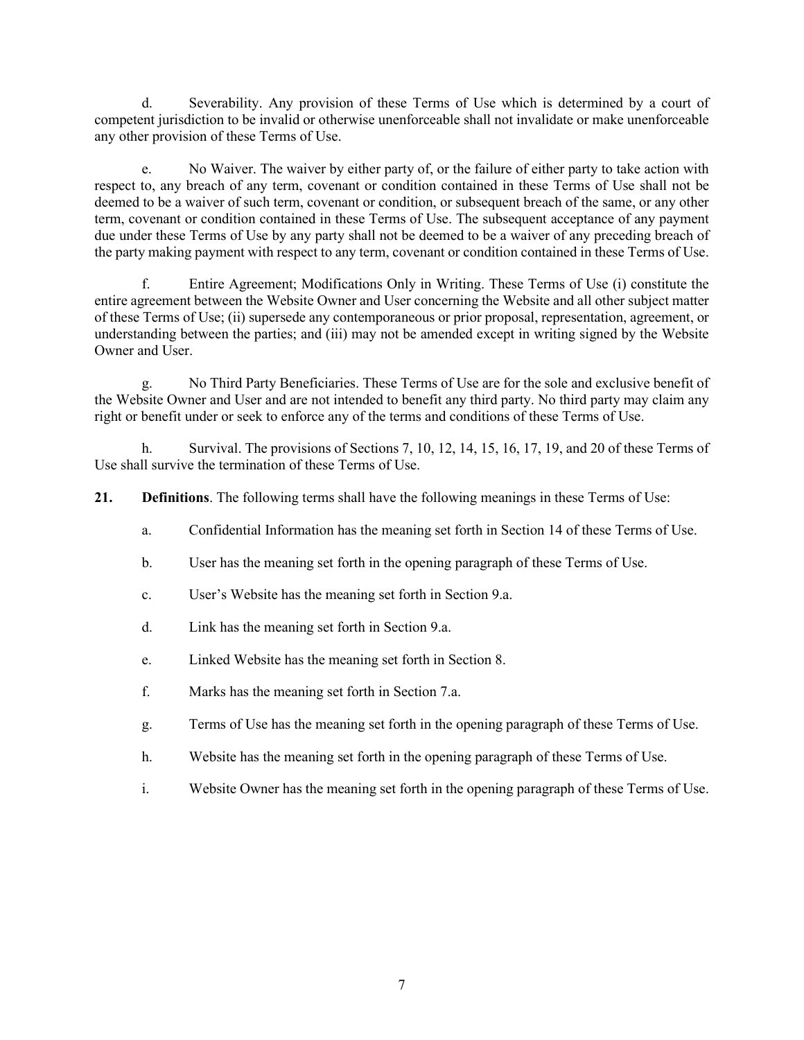d. Severability. Any provision of these Terms of Use which is determined by a court of competent jurisdiction to be invalid or otherwise unenforceable shall not invalidate or make unenforceable any other provision of these Terms of Use.

e. No Waiver. The waiver by either party of, or the failure of either party to take action with respect to, any breach of any term, covenant or condition contained in these Terms of Use shall not be deemed to be a waiver of such term, covenant or condition, or subsequent breach of the same, or any other term, covenant or condition contained in these Terms of Use. The subsequent acceptance of any payment due under these Terms of Use by any party shall not be deemed to be a waiver of any preceding breach of the party making payment with respect to any term, covenant or condition contained in these Terms of Use.

f. Entire Agreement; Modifications Only in Writing. These Terms of Use (i) constitute the entire agreement between the Website Owner and User concerning the Website and all other subject matter of these Terms of Use; (ii) supersede any contemporaneous or prior proposal, representation, agreement, or understanding between the parties; and (iii) may not be amended except in writing signed by the Website Owner and User.

g. No Third Party Beneficiaries. These Terms of Use are for the sole and exclusive benefit of the Website Owner and User and are not intended to benefit any third party. No third party may claim any right or benefit under or seek to enforce any of the terms and conditions of these Terms of Use.

h. Survival. The provisions of Sections 7, 10, 12, 14, 15, 16, 17, 19, and 20 of these Terms of Use shall survive the termination of these Terms of Use.

**21. Definitions**. The following terms shall have the following meanings in these Terms of Use:

a. Confidential Information has the meaning set forth in Section 14 of these Terms of Use.

b. User has the meaning set forth in the opening paragraph of these Terms of Use.

c. User's Website has the meaning set forth in Section 9.a.

d. Link has the meaning set forth in Section 9.a.

e. Linked Website has the meaning set forth in Section 8.

f. Marks has the meaning set forth in Section 7.a.

g. Terms of Use has the meaning set forth in the opening paragraph of these Terms of Use.

h. Website has the meaning set forth in the opening paragraph of these Terms of Use.

i. Website Owner has the meaning set forth in the opening paragraph of these Terms of Use.